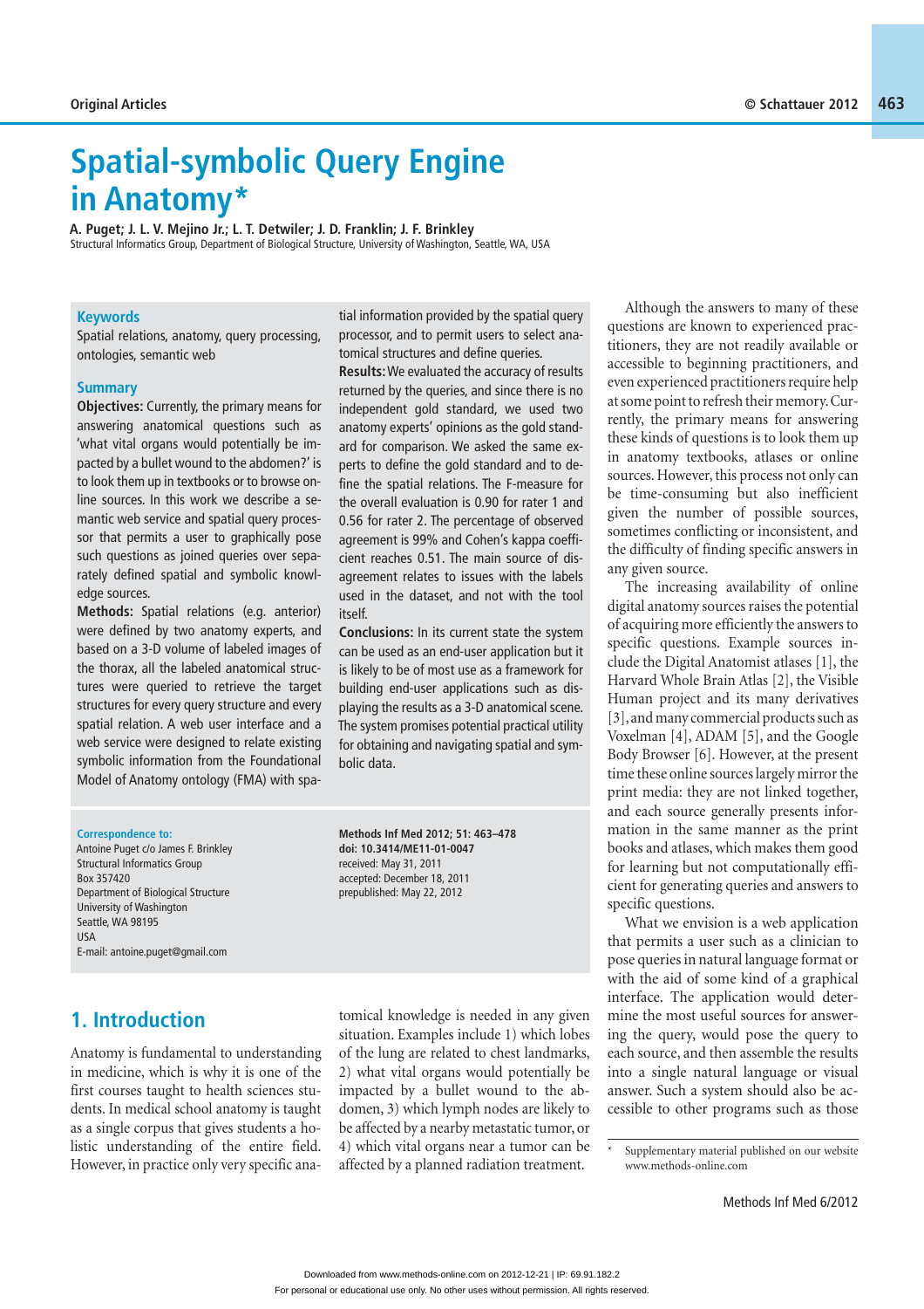# Spatial-symbolic Query Engine in Anatomy*

**A. Puget; J. L. V. Mejino Jr.; L. T. Detwiler; J. D. Franklin; J. F. Brinkley**

Structural Informatics Group, Department of Biological Structure, University of Washington, Seattle, WA, USA

## Keywords

Spatial relations, anatomy, query processing, ontologies, semantic web

## Summary

**Objectives:** Currently, the primary means for answering anatomical questions such as 'what vital organs would potentially be impacted by a bullet wound to the abdomen?' is to look them up in textbooks or to browse online sources. In this work we describe a semantic web service and spatial query processor that permits a user to graphically pose such questions as joined queries over separately defined spatial and symbolic knowledge sources.

**Methods:** Spatial relations (e.g. anterior) were defined by two anatomy experts, and based on a 3-D volume of labeled images of the thorax, all the labeled anatomical structures were queried to retrieve the target structures for every query structure and every spatial relation. A web user interface and a web service were designed to relate existing symbolic information from the Foundational Model of Anatomy ontology (FMA) with spatial information provided by the spatial query processor, and to permit users to select anatomical structures and define queries.

**Results:** We evaluated the accuracy of results returned by the queries, and since there is no independent gold standard, we used two anatomy experts' opinions as the gold standard for comparison. We asked the same experts to define the gold standard and to define the spatial relations. The F-measure for the overall evaluation is 0.90 for rater 1 and 0.56 for rater 2. The percentage of observed agreement is 99% and Cohen's kappa coefficient reaches 0.51. The main source of disagreement relates to issues with the labels used in the dataset, and not with the tool itself.

**Conclusions:** In its current state the system can be used as an end-user application but it is likely to be of most use as a framework for building end-user applications such as displaying the results as a 3-D anatomical scene. The system promises potential practical utility for obtaining and navigating spatial and symbolic data.

**Correspondence to:**
Antoine Puget c/o James F. Brinkley
Structural Informatics Group
Box 357420
Department of Biological Structure
University of Washington
Seattle, WA 98195
USA
E-mail: antoine.puget@gmail.com

**Methods Inf Med 2012; 51: 463–478**
**doi: 10.3414/ME11-01-0047**
received: May 31, 2011
accepted: December 18, 2011
prepublished: May 22, 2012

## 1. Introduction

Anatomy is fundamental to understanding in medicine, which is why it is one of the first courses taught to health sciences students. In medical school anatomy is taught as a single corpus that gives students a holistic understanding of the entire field. However, in practice only very specific anatomical knowledge is needed in any given situation. Examples include 1) which lobes of the lung are related to chest landmarks, 2) what vital organs would potentially be impacted by a bullet wound to the abdomen, 3) which lymph nodes are likely to be affected by a nearby metastatic tumor, or 4) which vital organs near a tumor can be affected by a planned radiation treatment.

Although the answers to many of these questions are known to experienced practitioners, they are not readily available or accessible to beginning practitioners, and even experienced practitioners require help at some point to refresh their memory. Currently, the primary means for answering these kinds of questions is to look them up in anatomy textbooks, atlases or online sources. However, this process not only can be time-consuming but also inefficient given the number of possible sources, sometimes conflicting or inconsistent, and the difficulty of finding specific answers in any given source.

The increasing availability of online digital anatomy sources raises the potential of acquiring more efficiently the answers to specific questions. Example sources include the Digital Anatomist atlases [1], the Harvard Whole Brain Atlas [2], the Visible Human project and its many derivatives [3], and many commercial products such as Voxelman [4], ADAM [5], and the Google Body Browser [6]. However, at the present time these online sources largely mirror the print media: they are not linked together, and each source generally presents information in the same manner as the print books and atlases, which makes them good for learning but not computationally efficient for generating queries and answers to specific questions.

What we envision is a web application that permits a user such as a clinician to pose queries in natural language format or with the aid of some kind of a graphical interface. The application would determine the most useful sources for answering the query, would pose the query to each source, and then assemble the results into a single natural language or visual answer. Such a system should also be accessible to other programs such as those

\* Supplementary material published on our website www.methods-online.com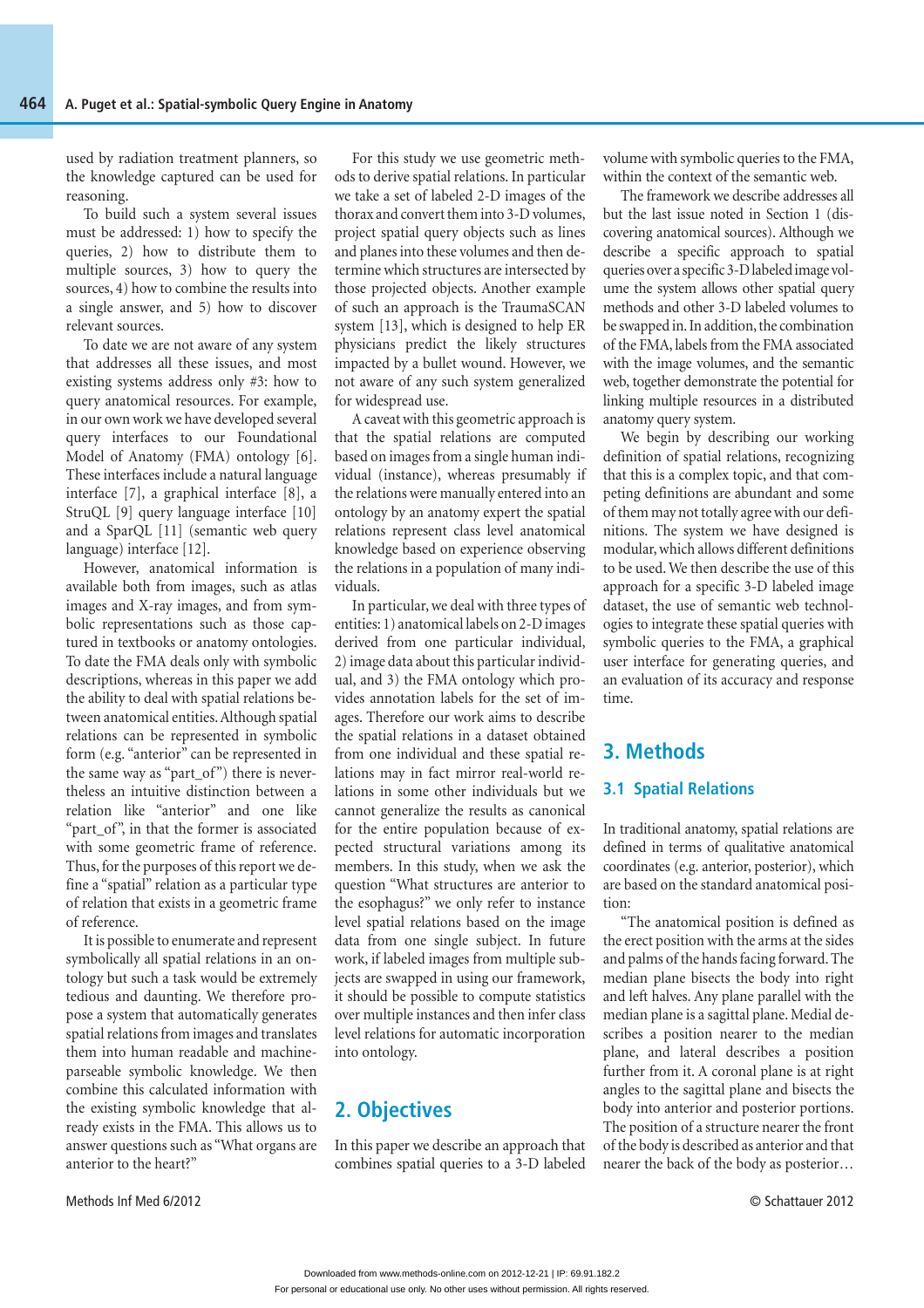used by radiation treatment planners, so the knowledge captured can be used for reasoning.

To build such a system several issues must be addressed: 1) how to specify the queries, 2) how to distribute them to multiple sources, 3) how to query the sources, 4) how to combine the results into a single answer, and 5) how to discover relevant sources.

To date we are not aware of any system that addresses all these issues, and most existing systems address only #3: how to query anatomical resources. For example, in our own work we have developed several query interfaces to our Foundational Model of Anatomy (FMA) ontology [6]. These interfaces include a natural language interface [7], a graphical interface [8], a StruQL [9] query language interface [10] and a SparQL [11] (semantic web query language) interface [12].

However, anatomical information is available both from images, such as atlas images and X-ray images, and from symbolic representations such as those captured in textbooks or anatomy ontologies. To date the FMA deals only with symbolic descriptions, whereas in this paper we add the ability to deal with spatial relations between anatomical entities. Although spatial relations can be represented in symbolic form (e.g. "anterior" can be represented in the same way as "part_of") there is nevertheless an intuitive distinction between a relation like "anterior" and one like "part_of", in that the former is associated with some geometric frame of reference. Thus, for the purposes of this report we define a "spatial" relation as a particular type of relation that exists in a geometric frame of reference.

It is possible to enumerate and represent symbolically all spatial relations in an ontology but such a task would be extremely tedious and daunting. We therefore propose a system that automatically generates spatial relations from images and translates them into human readable and machine-parseable symbolic knowledge. We then combine this calculated information with the existing symbolic knowledge that already exists in the FMA. This allows us to answer questions such as "What organs are anterior to the heart?"

For this study we use geometric methods to derive spatial relations. In particular we take a set of labeled 2-D images of the thorax and convert them into 3-D volumes, project spatial query objects such as lines and planes into these volumes and then determine which structures are intersected by those projected objects. Another example of such an approach is the TraumaSCAN system [13], which is designed to help ER physicians predict the likely structures impacted by a bullet wound. However, we not aware of any such system generalized for widespread use.

A caveat with this geometric approach is that the spatial relations are computed based on images from a single human individual (instance), whereas presumably if the relations were manually entered into an ontology by an anatomy expert the spatial relations represent class level anatomical knowledge based on experience observing the relations in a population of many individuals.

In particular, we deal with three types of entities: 1) anatomical labels on 2-D images derived from one particular individual, 2) image data about this particular individual, and 3) the FMA ontology which provides annotation labels for the set of images. Therefore our work aims to describe the spatial relations in a dataset obtained from one individual and these spatial relations may in fact mirror real-world relations in some other individuals but we cannot generalize the results as canonical for the entire population because of expected structural variations among its members. In this study, when we ask the question "What structures are anterior to the esophagus?" we only refer to instance level spatial relations based on the image data from one single subject. In future work, if labeled images from multiple subjects are swapped in using our framework, it should be possible to compute statistics over multiple instances and then infer class level relations for automatic incorporation into ontology.

## 2. Objectives

In this paper we describe an approach that combines spatial queries to a 3-D labeled volume with symbolic queries to the FMA, within the context of the semantic web.

The framework we describe addresses all but the last issue noted in Section 1 (discovering anatomical sources). Although we describe a specific approach to spatial queries over a specific 3-D labeled image volume the system allows other spatial query methods and other 3-D labeled volumes to be swapped in. In addition, the combination of the FMA, labels from the FMA associated with the image volumes, and the semantic web, together demonstrate the potential for linking multiple resources in a distributed anatomy query system.

We begin by describing our working definition of spatial relations, recognizing that this is a complex topic, and that competing definitions are abundant and some of them may not totally agree with our definitions. The system we have designed is modular, which allows different definitions to be used. We then describe the use of this approach for a specific 3-D labeled image dataset, the use of semantic web technologies to integrate these spatial queries with symbolic queries to the FMA, a graphical user interface for generating queries, and an evaluation of its accuracy and response time.

## 3. Methods

### 3.1 Spatial Relations

In traditional anatomy, spatial relations are defined in terms of qualitative anatomical coordinates (e.g. anterior, posterior), which are based on the standard anatomical position:

"The anatomical position is defined as the erect position with the arms at the sides and palms of the hands facing forward. The median plane bisects the body into right and left halves. Any plane parallel with the median plane is a sagittal plane. Medial describes a position nearer to the median plane, and lateral describes a position further from it. A coronal plane is at right angles to the sagittal plane and bisects the body into anterior and posterior portions. The position of a structure nearer the front of the body is described as anterior and that nearer the back of the body as posterior…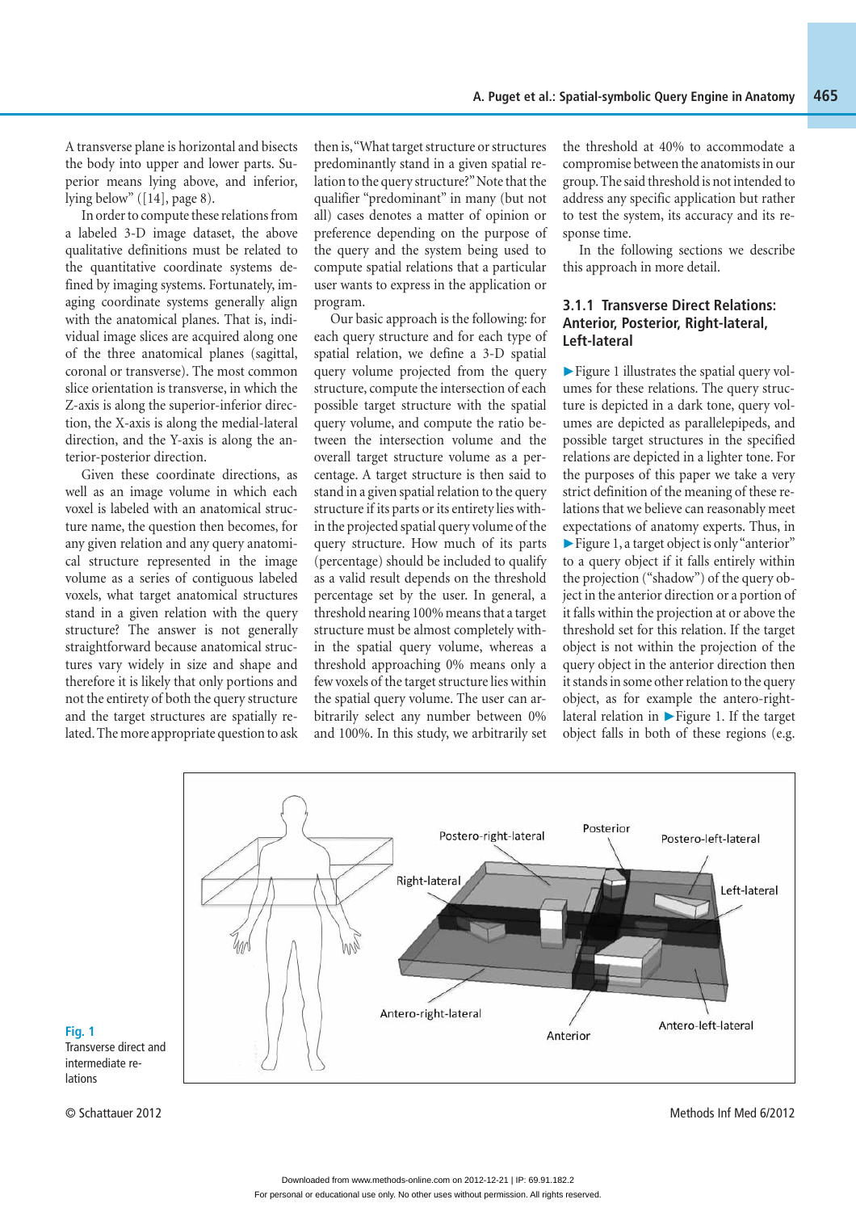A transverse plane is horizontal and bisects the body into upper and lower parts. Superior means lying above, and inferior, lying below" ([14], page 8).

In order to compute these relations from a labeled 3-D image dataset, the above qualitative definitions must be related to the quantitative coordinate systems defined by imaging systems. Fortunately, imaging coordinate systems generally align with the anatomical planes. That is, individual image slices are acquired along one of the three anatomical planes (sagittal, coronal or transverse). The most common slice orientation is transverse, in which the Z-axis is along the superior-inferior direction, the X-axis is along the medial-lateral direction, and the Y-axis is along the anterior-posterior direction.

Given these coordinate directions, as well as an image volume in which each voxel is labeled with an anatomical structure name, the question then becomes, for any given relation and any query anatomical structure represented in the image volume as a series of contiguous labeled voxels, what target anatomical structures stand in a given relation with the query structure? The answer is not generally straightforward because anatomical structures vary widely in size and shape and therefore it is likely that only portions and not the entirety of both the query structure and the target structures are spatially related. The more appropriate question to ask then is, "What target structure or structures predominantly stand in a given spatial relation to the query structure?" Note that the qualifier "predominant" in many (but not all) cases denotes a matter of opinion or preference depending on the purpose of the query and the system being used to compute spatial relations that a particular user wants to express in the application or program.

Our basic approach is the following: for each query structure and for each type of spatial relation, we define a 3-D spatial query volume projected from the query structure, compute the intersection of each possible target structure with the spatial query volume, and compute the ratio between the intersection volume and the overall target structure volume as a percentage. A target structure is then said to stand in a given spatial relation to the query structure if its parts or its entirety lies within the projected spatial query volume of the query structure. How much of its parts (percentage) should be included to qualify as a valid result depends on the threshold percentage set by the user. In general, a threshold nearing 100% means that a target structure must be almost completely within the spatial query volume, whereas a threshold approaching 0% means only a few voxels of the target structure lies within the spatial query volume. The user can arbitrarily select any number between 0% and 100%. In this study, we arbitrarily set the threshold at 40% to accommodate a compromise between the anatomists in our group. The said threshold is not intended to address any specific application but rather to test the system, its accuracy and its response time.

In the following sections we describe this approach in more detail.

### 3.1.1 Transverse Direct Relations: Anterior, Posterior, Right-lateral, Left-lateral

►Figure 1 illustrates the spatial query volumes for these relations. The query structure is depicted in a dark tone, query volumes are depicted as parallelepipeds, and possible target structures in the specified relations are depicted in a lighter tone. For the purposes of this paper we take a very strict definition of the meaning of these relations that we believe can reasonably meet expectations of anatomy experts. Thus, in ►Figure 1, a target object is only "anterior" to a query object if it falls entirely within the projection ("shadow") of the query object in the anterior direction or a portion of it falls within the projection at or above the threshold set for this relation. If the target object is not within the projection of the query object in the anterior direction then it stands in some other relation to the query object, as for example the antero-right-lateral relation in ►Figure 1. If the target object falls in both of these regions (e.g.

Postero-right-lateral
Posterior
Postero-left-lateral
Right-lateral
Left-lateral
Antero-right-lateral
Anterior
Antero-left-lateral

**Fig. 1** Transverse direct and intermediate relations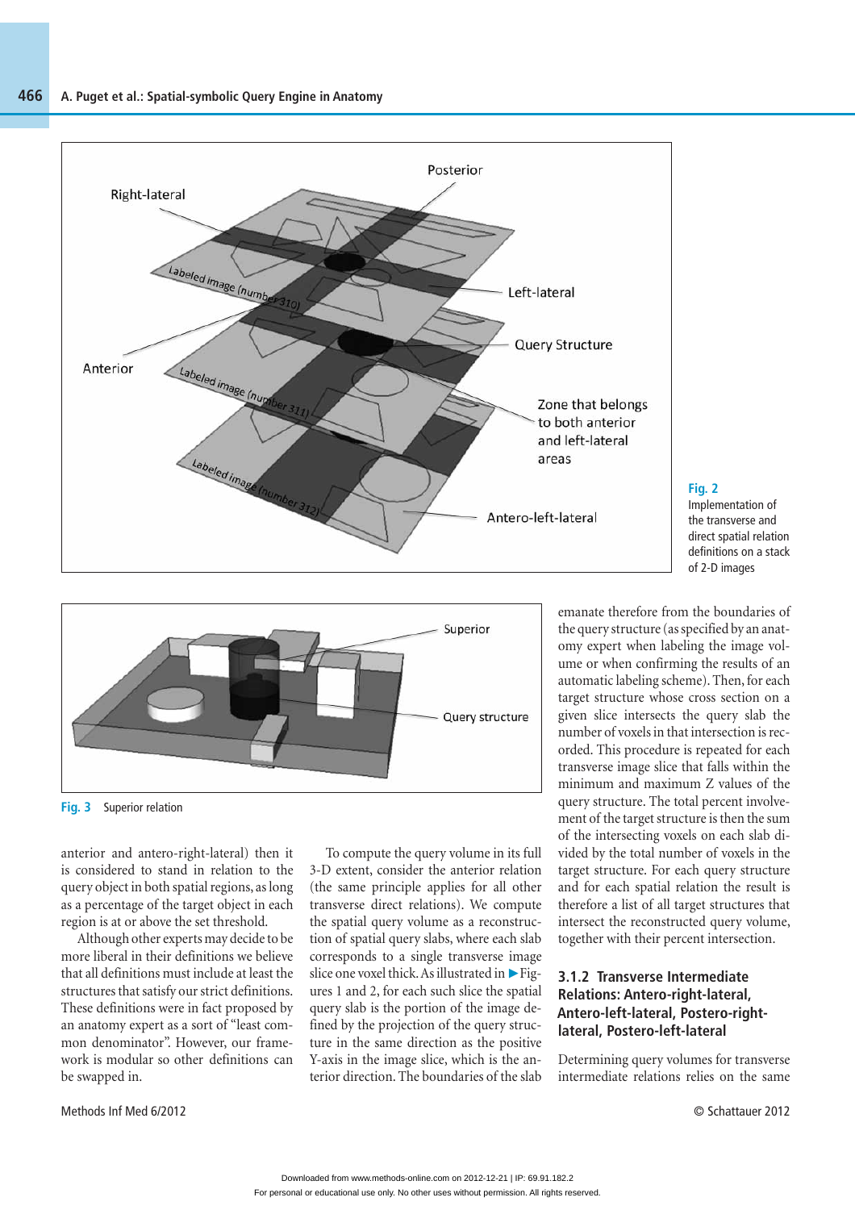Posterior

Right-lateral

Labeled image (number 310)

Left-lateral

Query Structure

Anterior

Labeled image (number 311)

Zone that belongs to both anterior and left-lateral areas

Labeled image (number 312)

Antero-left-lateral

**Fig. 2** Implementation of the transverse and direct spatial relation definitions on a stack of 2-D images

Superior

Query structure

**Fig. 3** Superior relation

anterior and antero-right-lateral) then it is considered to stand in relation to the query object in both spatial regions, as long as a percentage of the target object in each region is at or above the set threshold.

Although other experts may decide to be more liberal in their definitions we believe that all definitions must include at least the structures that satisfy our strict definitions. These definitions were in fact proposed by an anatomy expert as a sort of "least common denominator". However, our framework is modular so other definitions can be swapped in.

To compute the query volume in its full 3-D extent, consider the anterior relation (the same principle applies for all other transverse direct relations). We compute the spatial query volume as a reconstruction of spatial query slabs, where each slab corresponds to a single transverse image slice one voxel thick. As illustrated in ▶Figures 1 and 2, for each such slice the spatial query slab is the portion of the image defined by the projection of the query structure in the same direction as the positive Y-axis in the image slice, which is the anterior direction. The boundaries of the slab emanate therefore from the boundaries of the query structure (as specified by an anatomy expert when labeling the image volume or when confirming the results of an automatic labeling scheme). Then, for each target structure whose cross section on a given slice intersects the query slab the number of voxels in that intersection is recorded. This procedure is repeated for each transverse image slice that falls within the minimum and maximum Z values of the query structure. The total percent involvement of the target structure is then the sum of the intersecting voxels on each slab divided by the total number of voxels in the target structure. For each query structure and for each spatial relation the result is therefore a list of all target structures that intersect the reconstructed query volume, together with their percent intersection.

### 3.1.2 Transverse Intermediate Relations: Antero-right-lateral, Antero-left-lateral, Postero-right-lateral, Postero-left-lateral

Determining query volumes for transverse intermediate relations relies on the same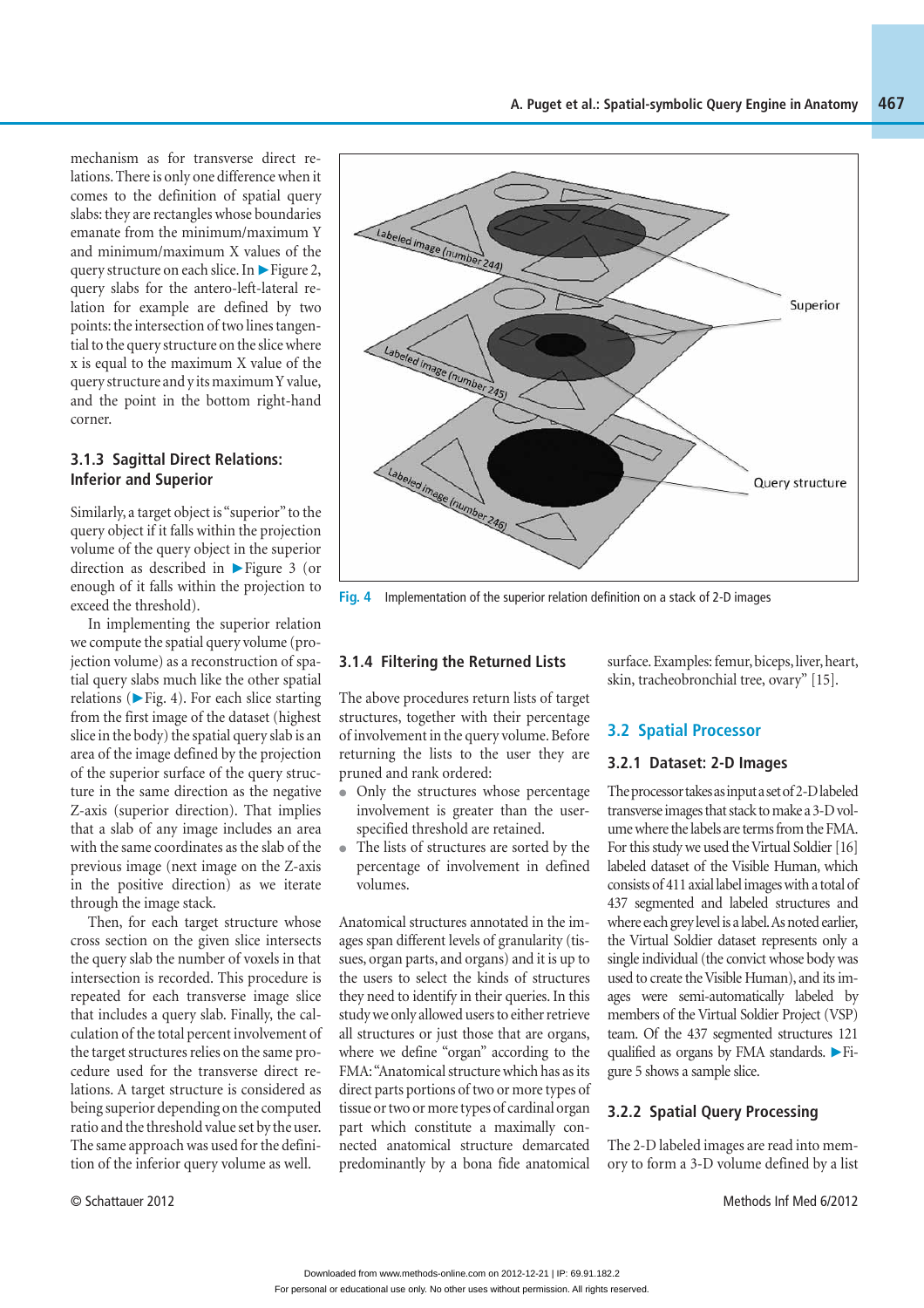mechanism as for transverse direct relations. There is only one difference when it comes to the definition of spatial query slabs: they are rectangles whose boundaries emanate from the minimum/maximum Y and minimum/maximum X values of the query structure on each slice. In ▶Figure 2, query slabs for the antero-left-lateral relation for example are defined by two points: the intersection of two lines tangential to the query structure on the slice where x is equal to the maximum X value of the query structure and y its maximum Y value, and the point in the bottom right-hand corner.

### 3.1.3 Sagittal Direct Relations: Inferior and Superior

Similarly, a target object is "superior" to the query object if it falls within the projection volume of the query object in the superior direction as described in ▶Figure 3 (or enough of it falls within the projection to exceed the threshold).

In implementing the superior relation we compute the spatial query volume (projection volume) as a reconstruction of spatial query slabs much like the other spatial relations (▶Fig. 4). For each slice starting from the first image of the dataset (highest slice in the body) the spatial query slab is an area of the image defined by the projection of the superior surface of the query structure in the same direction as the negative Z-axis (superior direction). That implies that a slab of any image includes an area with the same coordinates as the slab of the previous image (next image on the Z-axis in the positive direction) as we iterate through the image stack.

Then, for each target structure whose cross section on the given slice intersects the query slab the number of voxels in that intersection is recorded. This procedure is repeated for each transverse image slice that includes a query slab. Finally, the calculation of the total percent involvement of the target structures relies on the same procedure used for the transverse direct relations. A target structure is considered as being superior depending on the computed ratio and the threshold value set by the user. The same approach was used for the definition of the inferior query volume as well.

Labeled image (number 244)
Labeled image (number 245)
Labeled image (number 246)
Superior
Query structure

Fig. 4 Implementation of the superior relation definition on a stack of 2-D images

### 3.1.4 Filtering the Returned Lists

The above procedures return lists of target structures, together with their percentage of involvement in the query volume. Before returning the lists to the user they are pruned and rank ordered:

- Only the structures whose percentage involvement is greater than the user-specified threshold are retained.
- The lists of structures are sorted by the percentage of involvement in defined volumes.

Anatomical structures annotated in the images span different levels of granularity (tissues, organ parts, and organs) and it is up to the users to select the kinds of structures they need to identify in their queries. In this study we only allowed users to either retrieve all structures or just those that are organs, where we define "organ" according to the FMA: "Anatomical structure which has as its direct parts portions of two or more types of tissue or two or more types of cardinal organ part which constitute a maximally connected anatomical structure demarcated predominantly by a bona fide anatomical surface. Examples: femur, biceps, liver, heart, skin, tracheobronchial tree, ovary" [15].

## 3.2 Spatial Processor

### 3.2.1 Dataset: 2-D Images

The processor takes as input a set of 2-D labeled transverse images that stack to make a 3-D volume where the labels are terms from the FMA. For this study we used the Virtual Soldier [16] labeled dataset of the Visible Human, which consists of 411 axial label images with a total of 437 segmented and labeled structures and where each grey level is a label. As noted earlier, the Virtual Soldier dataset represents only a single individual (the convict whose body was used to create the Visible Human), and its images were semi-automatically labeled by members of the Virtual Soldier Project (VSP) team. Of the 437 segmented structures 121 qualified as organs by FMA standards. ▶Figure 5 shows a sample slice.

### 3.2.2 Spatial Query Processing

The 2-D labeled images are read into memory to form a 3-D volume defined by a list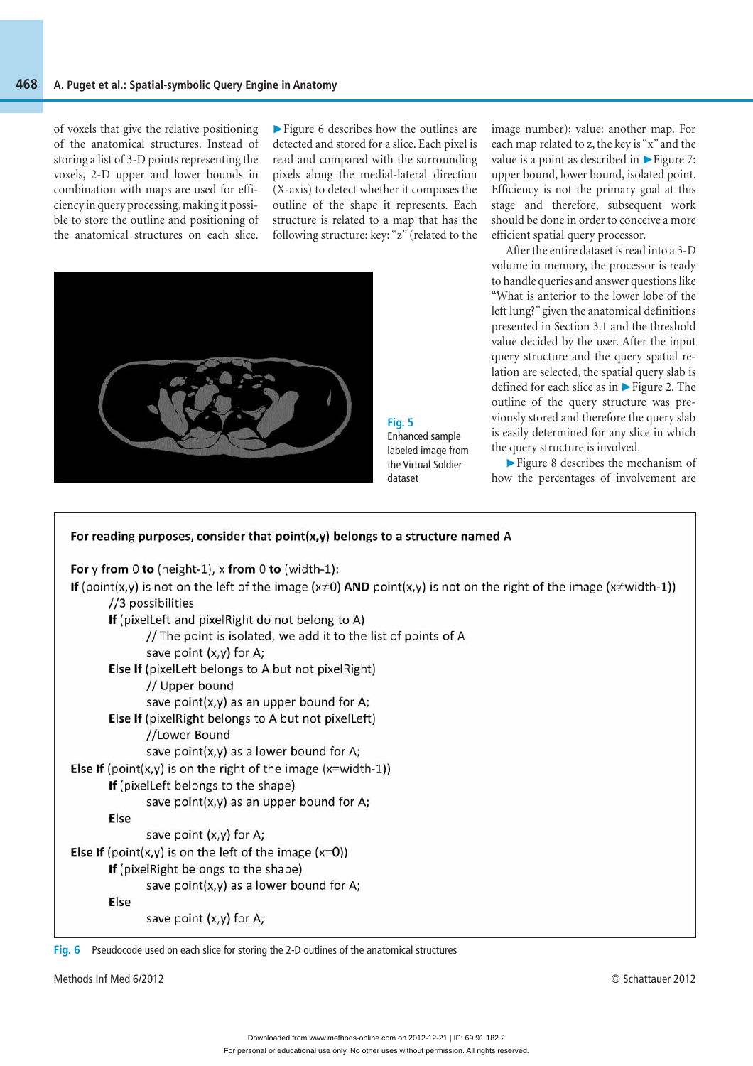of voxels that give the relative positioning of the anatomical structures. Instead of storing a list of 3-D points representing the voxels, 2-D upper and lower bounds in combination with maps are used for efficiency in query processing, making it possible to store the outline and positioning of the anatomical structures on each slice.

►Figure 6 describes how the outlines are detected and stored for a slice. Each pixel is read and compared with the surrounding pixels along the medial-lateral direction (X-axis) to detect whether it composes the outline of the shape it represents. Each structure is related to a map that has the following structure: key: "z" (related to the image number); value: another map. For each map related to z, the key is "x" and the value is a point as described in ►Figure 7: upper bound, lower bound, isolated point. Efficiency is not the primary goal at this stage and therefore, subsequent work should be done in order to conceive a more efficient spatial query processor.

Fig. 5 Enhanced sample labeled image from the Virtual Soldier dataset

After the entire dataset is read into a 3-D volume in memory, the processor is ready to handle queries and answer questions like "What is anterior to the lower lobe of the left lung?" given the anatomical definitions presented in Section 3.1 and the threshold value decided by the user. After the input query structure and the query spatial relation are selected, the spatial query slab is defined for each slice as in ►Figure 2. The outline of the query structure was previously stored and therefore the query slab is easily determined for any slice in which the query structure is involved.

►Figure 8 describes the mechanism of how the percentages of involvement are

```
For reading purposes, consider that point(x,y) belongs to a structure named A

For y from 0 to (height-1), x from 0 to (width-1):
If (point(x,y) is not on the left of the image (x≠0) AND point(x,y) is not on the right of the image (x≠width-1))
        //3 possibilities
        If (pixelLeft and pixelRight do not belong to A)
                // The point is isolated, we add it to the list of points of A
                save point (x,y) for A;
        Else If (pixelLeft belongs to A but not pixelRight)
                // Upper bound
                save point(x,y) as an upper bound for A;
        Else If (pixelRight belongs to A but not pixelLeft)
                //Lower Bound
                save point(x,y) as a lower bound for A;
Else If (point(x,y) is on the right of the image (x=width-1))
        If (pixelLeft belongs to the shape)
                save point(x,y) as an upper bound for A;
        Else
                save point (x,y) for A;
Else If (point(x,y) is on the left of the image (x=0))
        If (pixelRight belongs to the shape)
                save point(x,y) as a lower bound for A;
        Else
                save point (x,y) for A;
```

Fig. 6 Pseudocode used on each slice for storing the 2-D outlines of the anatomical structures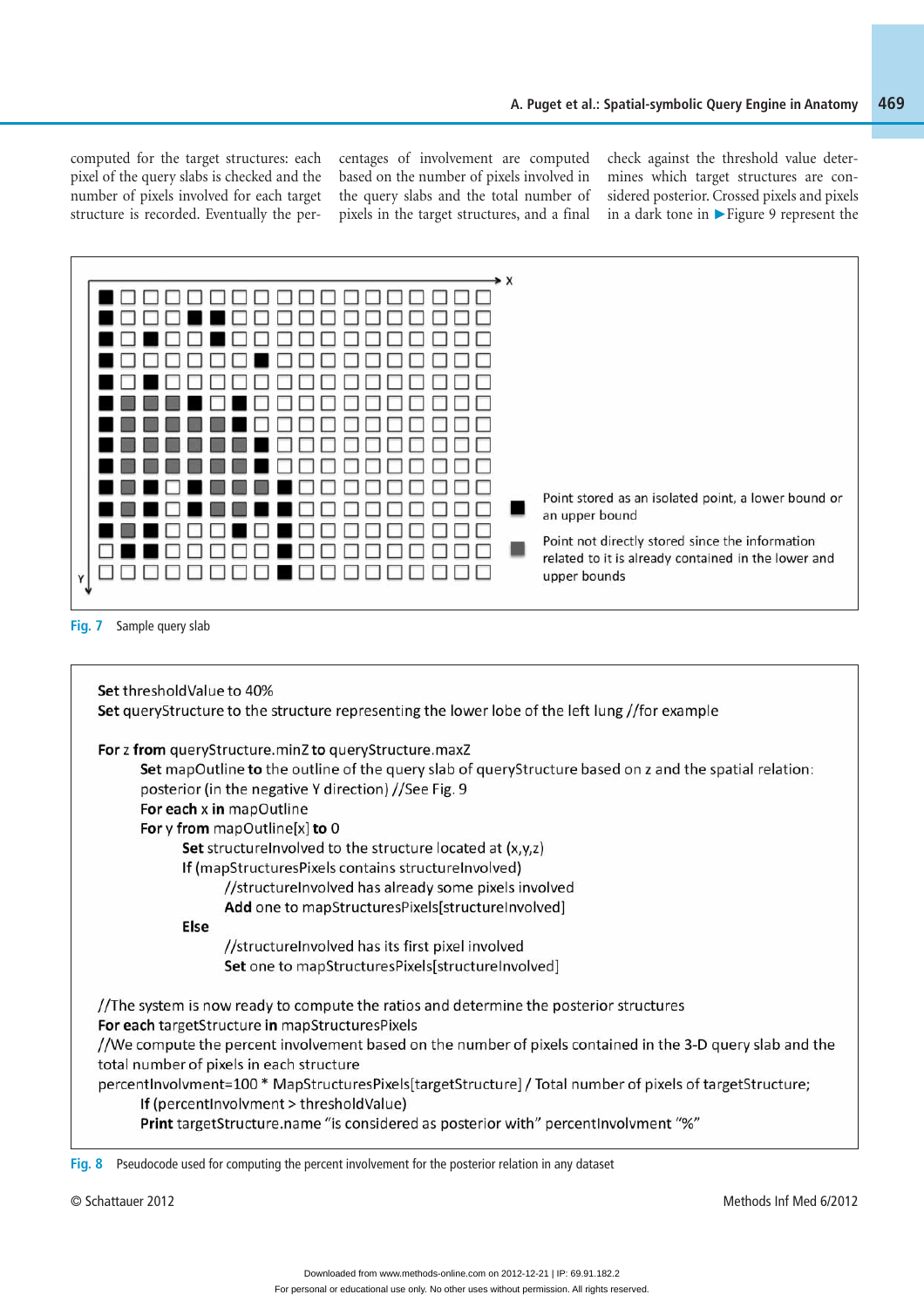computed for the target structures: each pixel of the query slabs is checked and the number of pixels involved for each target structure is recorded. Eventually the percentages of involvement are computed based on the number of pixels involved in the query slabs and the total number of pixels in the target structures, and a final check against the threshold value determines which target structures are considered posterior. Crossed pixels and pixels in a dark tone in ►Figure 9 represent the

■ Point stored as an isolated point, a lower bound or an upper bound

■ Point not directly stored since the information related to it is already contained in the lower and upper bounds

Fig. 7 Sample query slab

```
Set thresholdValue to 40%
Set queryStructure to the structure representing the lower lobe of the left lung //for example

For z from queryStructure.minZ to queryStructure.maxZ
        Set mapOutline to the outline of the query slab of queryStructure based on z and the spatial relation:
        posterior (in the negative Y direction) //See Fig. 9
        For each x in mapOutline
        For y from mapOutline[x] to 0
                Set structureInvolved to the structure located at (x,y,z)
                If (mapStructuresPixels contains structureInvolved)
                        //structureInvolved has already some pixels involved
                        Add one to mapStructuresPixels[structureInvolved]
                Else
                        //structureInvolved has its first pixel involved
                        Set one to mapStructuresPixels[structureInvolved]

//The system is now ready to compute the ratios and determine the posterior structures
For each targetStructure in mapStructuresPixels
//We compute the percent involvement based on the number of pixels contained in the 3-D query slab and the
total number of pixels in each structure
percentInvolvment=100 * MapStructuresPixels[targetStructure] / Total number of pixels of targetStructure;
        If (percentInvolvment > thresholdValue)
        Print targetStructure.name "is considered as posterior with" percentInvolvment "%"
```

Fig. 8 Pseudocode used for computing the percent involvement for the posterior relation in any dataset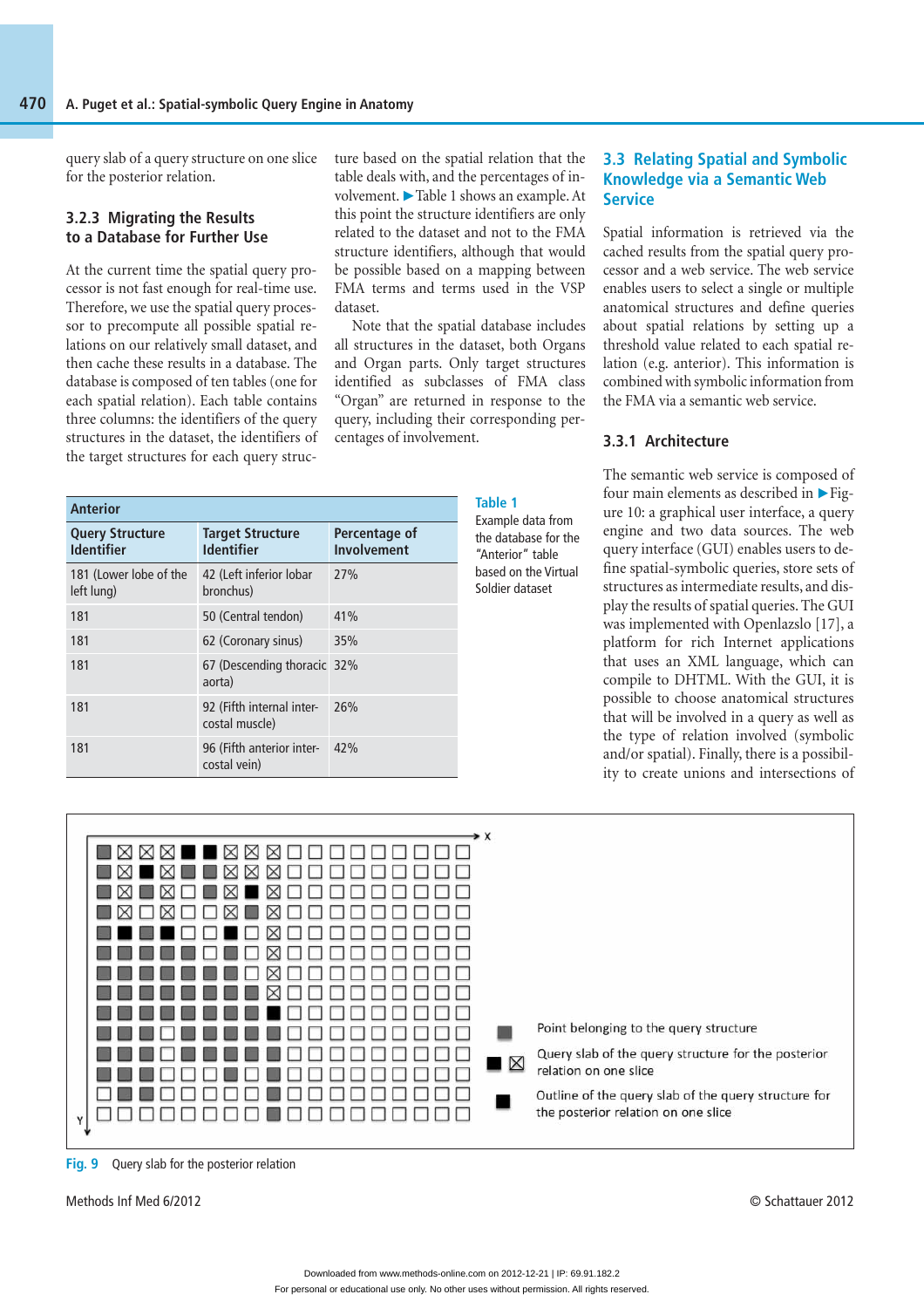query slab of a query structure on one slice for the posterior relation.

### 3.2.3 Migrating the Results to a Database for Further Use

At the current time the spatial query processor is not fast enough for real-time use. Therefore, we use the spatial query processor to precompute all possible spatial relations on our relatively small dataset, and then cache these results in a database. The database is composed of ten tables (one for each spatial relation). Each table contains three columns: the identifiers of the query structures in the dataset, the identifiers of the target structures for each query structure based on the spatial relation that the table deals with, and the percentages of involvement. ▶Table 1 shows an example. At this point the structure identifiers are only related to the dataset and not to the FMA structure identifiers, although that would be possible based on a mapping between FMA terms and terms used in the VSP dataset.

Note that the spatial database includes all structures in the dataset, both Organs and Organ parts. Only target structures identified as subclasses of FMA class "Organ" are returned in response to the query, including their corresponding percentages of involvement.

**Table 1** Example data from the database for the "Anterior" table based on the Virtual Soldier dataset

| Anterior | | |
|---|---|---|
| **Query Structure Identifier** | **Target Structure Identifier** | **Percentage of Involvement** |
| 181 (Lower lobe of the left lung) | 42 (Left inferior lobar bronchus) | 27% |
| 181 | 50 (Central tendon) | 41% |
| 181 | 62 (Coronary sinus) | 35% |
| 181 | 67 (Descending thoracic aorta) | 32% |
| 181 | 92 (Fifth internal intercostal muscle) | 26% |
| 181 | 96 (Fifth anterior intercostal vein) | 42% |

## 3.3 Relating Spatial and Symbolic Knowledge via a Semantic Web Service

Spatial information is retrieved via the cached results from the spatial query processor and a web service. The web service enables users to select a single or multiple anatomical structures and define queries about spatial relations by setting up a threshold value related to each spatial relation (e.g. anterior). This information is combined with symbolic information from the FMA via a semantic web service.

### 3.3.1 Architecture

The semantic web service is composed of four main elements as described in ▶Figure 10: a graphical user interface, a query engine and two data sources. The web query interface (GUI) enables users to define spatial-symbolic queries, store sets of structures as intermediate results, and display the results of spatial queries. The GUI was implemented with Openlazslo [17], a platform for rich Internet applications that uses an XML language, which can compile to DHTML. With the GUI, it is possible to choose anatomical structures that will be involved in a query as well as the type of relation involved (symbolic and/or spatial). Finally, there is a possibility to create unions and intersections of

**Fig. 9** Query slab for the posterior relation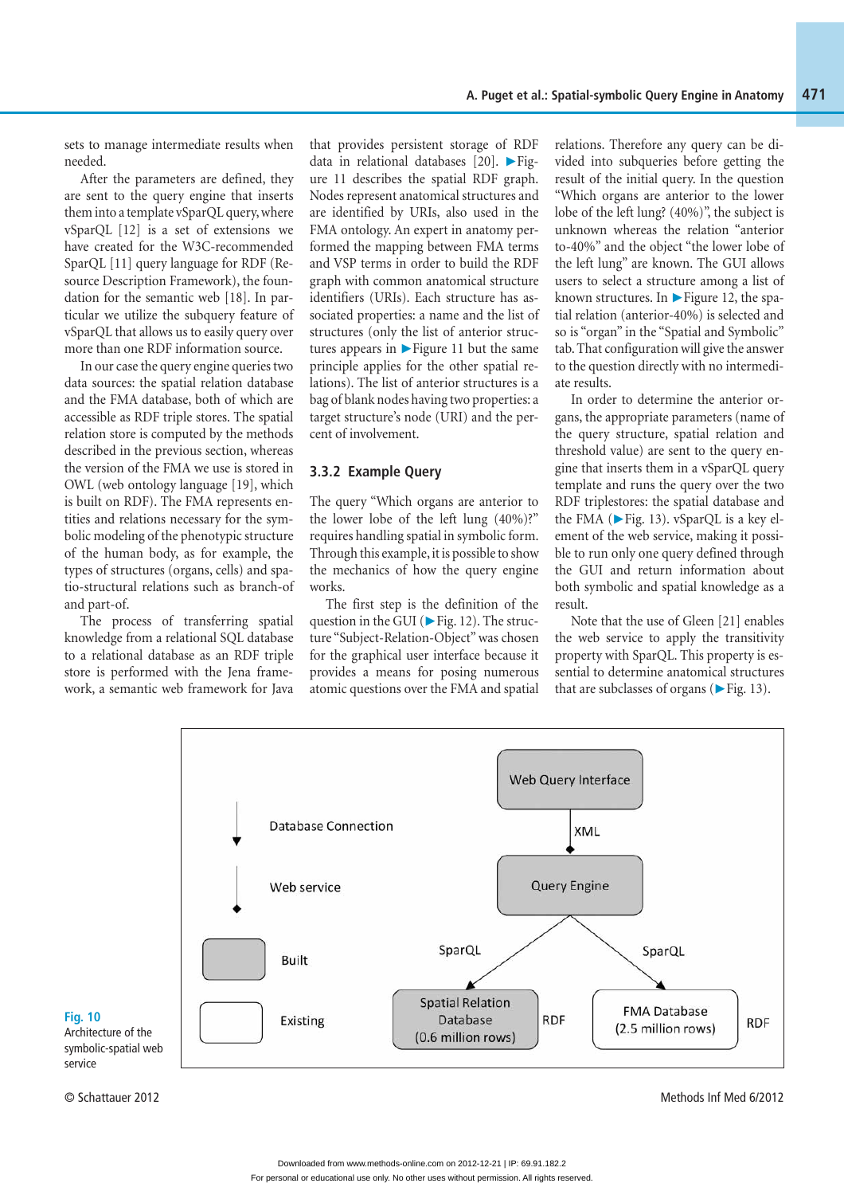sets to manage intermediate results when needed.

After the parameters are defined, they are sent to the query engine that inserts them into a template vSparQL query, where vSparQL [12] is a set of extensions we have created for the W3C-recommended SparQL [11] query language for RDF (Resource Description Framework), the foundation for the semantic web [18]. In particular we utilize the subquery feature of vSparQL that allows us to easily query over more than one RDF information source.

In our case the query engine queries two data sources: the spatial relation database and the FMA database, both of which are accessible as RDF triple stores. The spatial relation store is computed by the methods described in the previous section, whereas the version of the FMA we use is stored in OWL (web ontology language [19], which is built on RDF). The FMA represents entities and relations necessary for the symbolic modeling of the phenotypic structure of the human body, as for example, the types of structures (organs, cells) and spatio-structural relations such as branch-of and part-of.

The process of transferring spatial knowledge from a relational SQL database to a relational database as an RDF triple store is performed with the Jena framework, a semantic web framework for Java that provides persistent storage of RDF data in relational databases [20]. ▶Figure 11 describes the spatial RDF graph. Nodes represent anatomical structures and are identified by URIs, also used in the FMA ontology. An expert in anatomy performed the mapping between FMA terms and VSP terms in order to build the RDF graph with common anatomical structure identifiers (URIs). Each structure has associated properties: a name and the list of structures (only the list of anterior structures appears in ▶Figure 11 but the same principle applies for the other spatial relations). The list of anterior structures is a bag of blank nodes having two properties: a target structure's node (URI) and the percent of involvement.

### 3.3.2 Example Query

The query "Which organs are anterior to the lower lobe of the left lung (40%)?" requires handling spatial in symbolic form. Through this example, it is possible to show the mechanics of how the query engine works.

The first step is the definition of the question in the GUI (▶Fig. 12). The structure "Subject-Relation-Object" was chosen for the graphical user interface because it provides a means for posing numerous atomic questions over the FMA and spatial relations. Therefore any query can be divided into subqueries before getting the result of the initial query. In the question "Which organs are anterior to the lower lobe of the left lung? (40%)", the subject is unknown whereas the relation "anterior-to-40%" and the object "the lower lobe of the left lung" are known. The GUI allows users to select a structure among a list of known structures. In ▶Figure 12, the spatial relation (anterior-40%) is selected and so is "organ" in the "Spatial and Symbolic" tab. That configuration will give the answer to the question directly with no intermediate results.

In order to determine the anterior organs, the appropriate parameters (name of the query structure, spatial relation and threshold value) are sent to the query engine that inserts them in a vSparQL query template and runs the query over the two RDF triplestores: the spatial database and the FMA (▶Fig. 13). vSparQL is a key element of the web service, making it possible to run only one query defined through the GUI and return information about both symbolic and spatial knowledge as a result.

Note that the use of Gleen [21] enables the web service to apply the transitivity property with SparQL. This property is essential to determine anatomical structures that are subclasses of organs (▶Fig. 13).

**Fig. 10** Architecture of the symbolic-spatial web service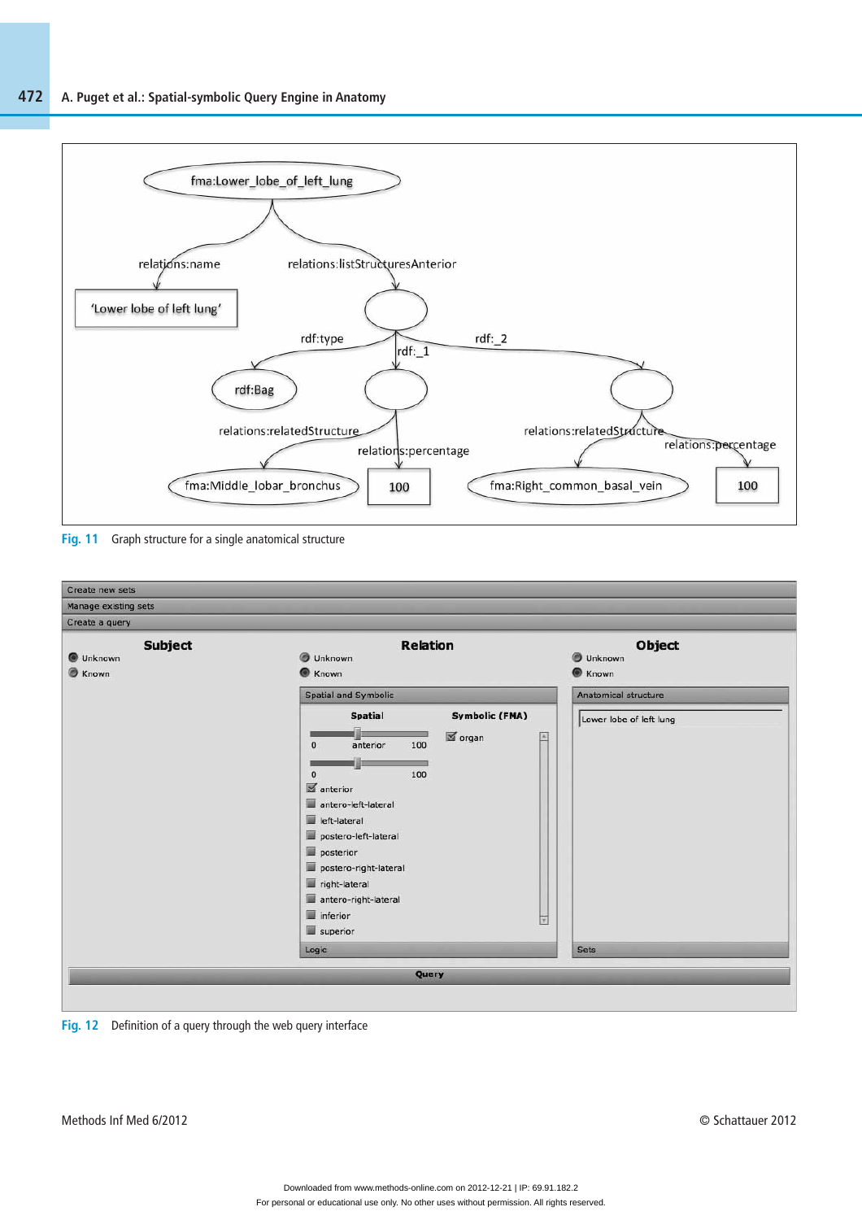Fig. 11 Graph structure for a single anatomical structure

Fig. 12 Definition of a query through the web query interface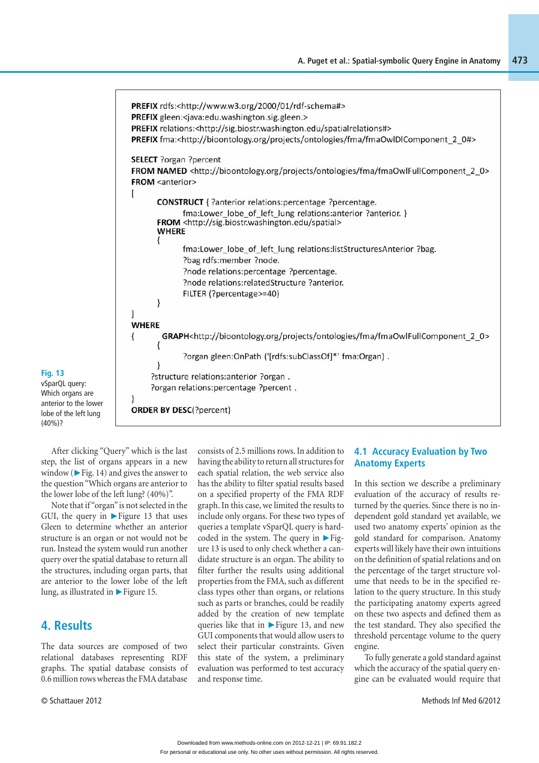```
PREFIX rdfs:<http://www.w3.org/2000/01/rdf-schema#>
PREFIX gleen:<java:edu.washington.sig.gleen.>
PREFIX relations:<http://sig.biostr.washington.edu/spatialrelations#>
PREFIX fma:<http://bioontology.org/projects/ontologies/fma/fmaOwlDlComponent_2_0#>

SELECT ?organ ?percent
FROM NAMED <http://bioontology.org/projects/ontologies/fma/fmaOwlFullComponent_2_0>
FROM <anterior>
[
    CONSTRUCT { ?anterior relations:percentage ?percentage.
            fma:Lower_lobe_of_left_lung relations:anterior ?anterior. }
    FROM <http://sig.biostr.washington.edu/spatial>
    WHERE
    {
            fma:Lower_lobe_of_left_lung relations:listStructuresAnterior ?bag.
            ?bag rdfs:member ?node.
            ?node relations:percentage ?percentage.
            ?node relations:relatedStructure ?anterior.
            FILTER (?percentage>=40)
    }
]
WHERE
{   GRAPH<http://bioontology.org/projects/ontologies/fma/fmaOwlFullComponent_2_0>
    {
            ?organ gleen:OnPath ('[rdfs:subClassOf]*' fma:Organ) .
    }
    ?structure relations:anterior ?organ .
    ?organ relations:percentage ?percent .
}
ORDER BY DESC(?percent)
```

**Fig. 13** vSparQL query: Which organs are anterior to the lower lobe of the left lung (40%)?

After clicking "Query" which is the last step, the list of organs appears in a new window (▶Fig. 14) and gives the answer to the question "Which organs are anterior to the lower lobe of the left lung? (40%)".

Note that if "organ" is not selected in the GUI, the query in ▶Figure 13 that uses Gleen to determine whether an anterior structure is an organ or not would not be run. Instead the system would run another query over the spatial database to return all the structures, including organ parts, that are anterior to the lower lobe of the left lung, as illustrated in ▶Figure 15.

## 4. Results

The data sources are composed of two relational databases representing RDF graphs. The spatial database consists of 0.6 million rows whereas the FMA database consists of 2.5 millions rows. In addition to having the ability to return all structures for each spatial relation, the web service also has the ability to filter spatial results based on a specified property of the FMA RDF graph. In this case, we limited the results to include only organs. For these two types of queries a template vSparQL query is hard-coded in the system. The query in ▶Figure 13 is used to only check whether a candidate structure is an organ. The ability to filter further the results using additional properties from the FMA, such as different class types other than organs, or relations such as parts or branches, could be readily added by the creation of new template queries like that in ▶Figure 13, and new GUI components that would allow users to select their particular constraints. Given this state of the system, a preliminary evaluation was performed to test accuracy and response time.

### 4.1 Accuracy Evaluation by Two Anatomy Experts

In this section we describe a preliminary evaluation of the accuracy of results returned by the queries. Since there is no independent gold standard yet available, we used two anatomy experts' opinion as the gold standard for comparison. Anatomy experts will likely have their own intuitions on the definition of spatial relations and on the percentage of the target structure volume that needs to be in the specified relation to the query structure. In this study the participating anatomy experts agreed on these two aspects and defined them as the test standard. They also specified the threshold percentage volume to the query engine.

To fully generate a gold standard against which the accuracy of the spatial query engine can be evaluated would require that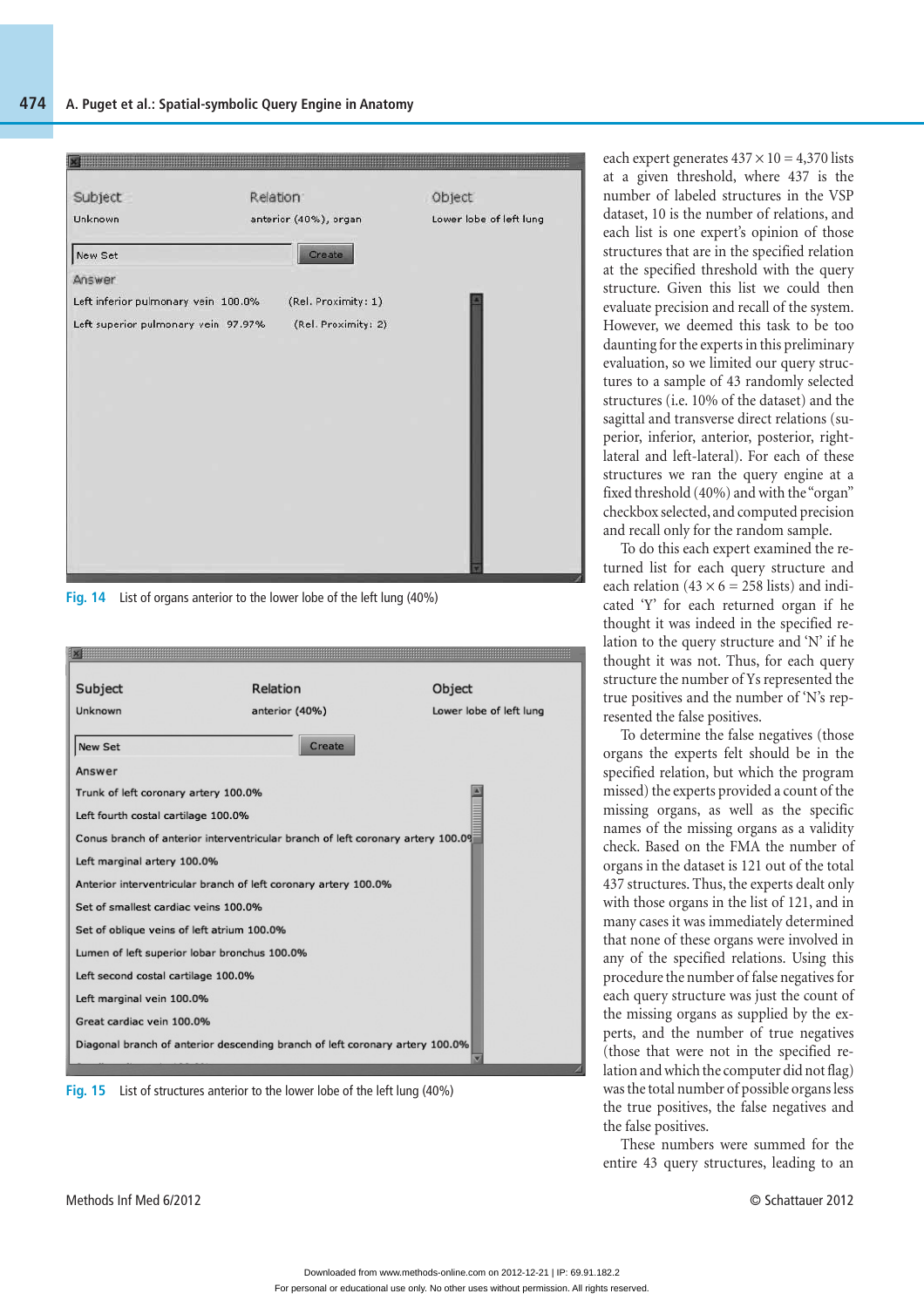Fig. 14 List of organs anterior to the lower lobe of the left lung (40%)

Fig. 15 List of structures anterior to the lower lobe of the left lung (40%)

each expert generates $437 \times 10 = 4{,}370$ lists at a given threshold, where 437 is the number of labeled structures in the VSP dataset, 10 is the number of relations, and each list is one expert's opinion of those structures that are in the specified relation at the specified threshold with the query structure. Given this list we could then evaluate precision and recall of the system. However, we deemed this task to be too daunting for the experts in this preliminary evaluation, so we limited our query structures to a sample of 43 randomly selected structures (i.e. 10% of the dataset) and the sagittal and transverse direct relations (superior, inferior, anterior, posterior, right-lateral and left-lateral). For each of these structures we ran the query engine at a fixed threshold (40%) and with the "organ" checkbox selected, and computed precision and recall only for the random sample.

To do this each expert examined the returned list for each query structure and each relation ($43 \times 6 = 258$ lists) and indicated 'Y' for each returned organ if he thought it was indeed in the specified relation to the query structure and 'N' if he thought it was not. Thus, for each query structure the number of Ys represented the true positives and the number of 'N's represented the false positives.

To determine the false negatives (those organs the experts felt should be in the specified relation, but which the program missed) the experts provided a count of the missing organs, as well as the specific names of the missing organs as a validity check. Based on the FMA the number of organs in the dataset is 121 out of the total 437 structures. Thus, the experts dealt only with those organs in the list of 121, and in many cases it was immediately determined that none of these organs were involved in any of the specified relations. Using this procedure the number of false negatives for each query structure was just the count of the missing organs as supplied by the experts, and the number of true negatives (those that were not in the specified relation and which the computer did not flag) was the total number of possible organs less the true positives, the false negatives and the false positives.

These numbers were summed for the entire 43 query structures, leading to an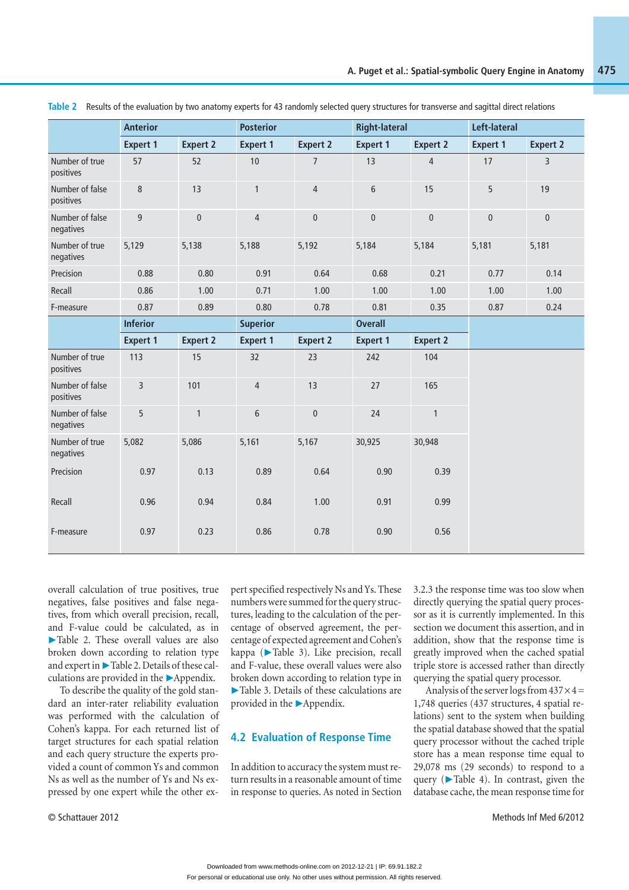**Table 2** Results of the evaluation by two anatomy experts for 43 randomly selected query structures for transverse and sagittal direct relations

| | Anterior | | Posterior | | Right-lateral | | Left-lateral | |
|---|---|---|---|---|---|---|---|---|
| | Expert 1 | Expert 2 | Expert 1 | Expert 2 | Expert 1 | Expert 2 | Expert 1 | Expert 2 |
| Number of true positives | 57 | 52 | 10 | 7 | 13 | 4 | 17 | 3 |
| Number of false positives | 8 | 13 | 1 | 4 | 6 | 15 | 5 | 19 |
| Number of false negatives | 9 | 0 | 4 | 0 | 0 | 0 | 0 | 0 |
| Number of true negatives | 5,129 | 5,138 | 5,188 | 5,192 | 5,184 | 5,184 | 5,181 | 5,181 |
| Precision | 0.88 | 0.80 | 0.91 | 0.64 | 0.68 | 0.21 | 0.77 | 0.14 |
| Recall | 0.86 | 1.00 | 0.71 | 1.00 | 1.00 | 1.00 | 1.00 | 1.00 |
| F-measure | 0.87 | 0.89 | 0.80 | 0.78 | 0.81 | 0.35 | 0.87 | 0.24 |
| | **Inferior** | | **Superior** | | **Overall** | | | |
| | **Expert 1** | **Expert 2** | **Expert 1** | **Expert 2** | **Expert 1** | **Expert 2** | | |
| Number of true positives | 113 | 15 | 32 | 23 | 242 | 104 | | |
| Number of false positives | 3 | 101 | 4 | 13 | 27 | 165 | | |
| Number of false negatives | 5 | 1 | 6 | 0 | 24 | 1 | | |
| Number of true negatives | 5,082 | 5,086 | 5,161 | 5,167 | 30,925 | 30,948 | | |
| Precision | 0.97 | 0.13 | 0.89 | 0.64 | 0.90 | 0.39 | | |
| Recall | 0.96 | 0.94 | 0.84 | 1.00 | 0.91 | 0.99 | | |
| F-measure | 0.97 | 0.23 | 0.86 | 0.78 | 0.90 | 0.56 | | |

overall calculation of true positives, true negatives, false positives and false negatives, from which overall precision, recall, and F-value could be calculated, as in ▶Table 2. These overall values are also broken down according to relation type and expert in ▶Table 2. Details of these calculations are provided in the ▶Appendix.

To describe the quality of the gold standard an inter-rater reliability evaluation was performed with the calculation of Cohen's kappa. For each returned list of target structures for each spatial relation and each query structure the experts provided a count of common Ys and common Ns as well as the number of Ys and Ns expressed by one expert while the other expert specified respectively Ns and Ys. These numbers were summed for the query structures, leading to the calculation of the percentage of observed agreement, the percentage of expected agreement and Cohen's kappa (▶Table 3). Like precision, recall and F-value, these overall values were also broken down according to relation type in ▶Table 3. Details of these calculations are provided in the ▶Appendix.

## 4.2 Evaluation of Response Time

In addition to accuracy the system must return results in a reasonable amount of time in response to queries. As noted in Section 3.2.3 the response time was too slow when directly querying the spatial query processor as it is currently implemented. In this section we document this assertion, and in addition, show that the response time is greatly improved when the cached spatial triple store is accessed rather than directly querying the spatial query processor.

Analysis of the server logs from $437 \times 4 = 1{,}748$ queries (437 structures, 4 spatial relations) sent to the system when building the spatial database showed that the spatial query processor without the cached triple store has a mean response time equal to 29,078 ms (29 seconds) to respond to a query (▶Table 4). In contrast, given the database cache, the mean response time for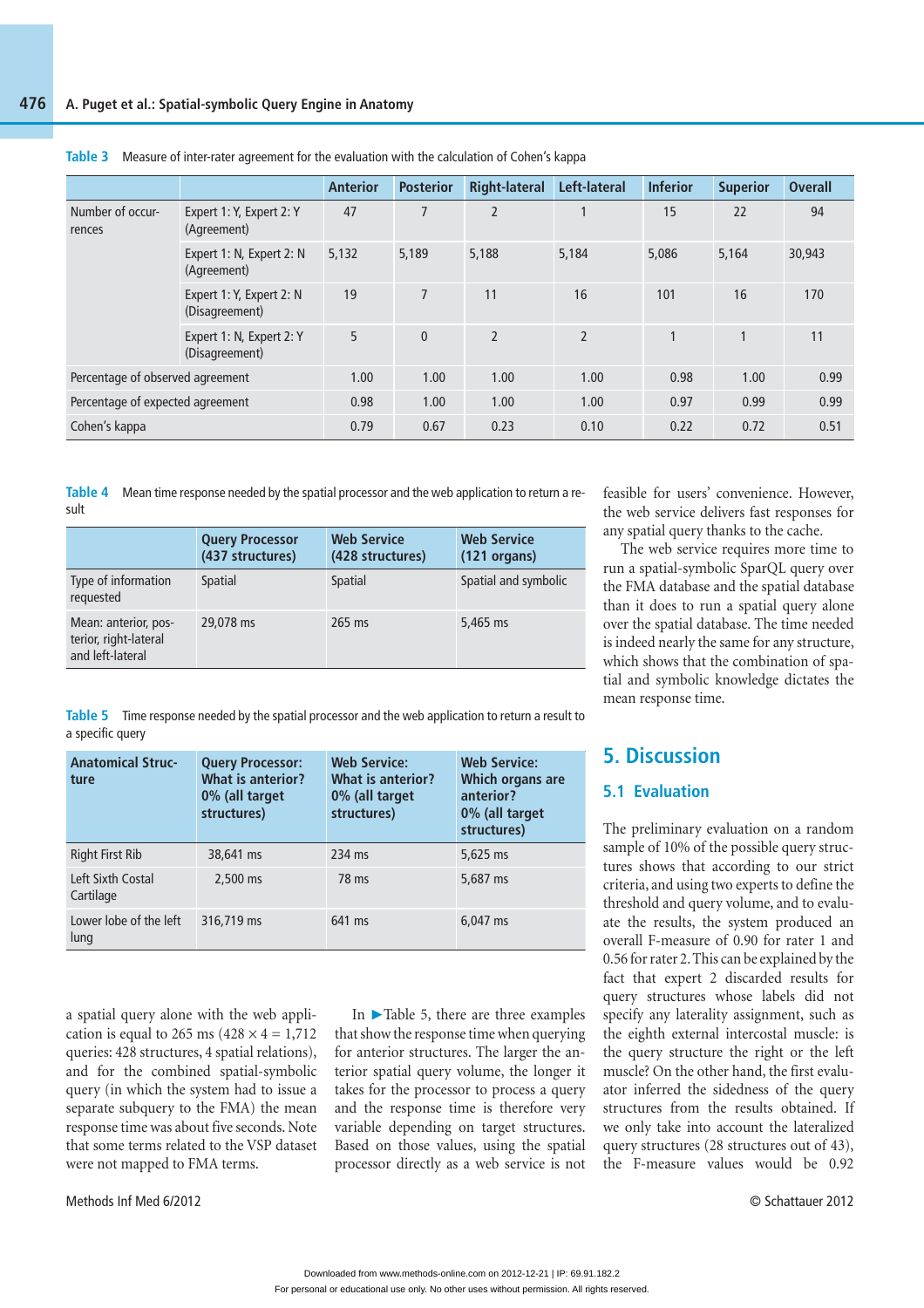**Table 3** Measure of inter-rater agreement for the evaluation with the calculation of Cohen's kappa

| | | Anterior | Posterior | Right-lateral | Left-lateral | Inferior | Superior | Overall |
|---|---|---|---|---|---|---|---|---|
| Number of occurrences | Expert 1: Y, Expert 2: Y (Agreement) | 47 | 7 | 2 | 1 | 15 | 22 | 94 |
| | Expert 1: N, Expert 2: N (Agreement) | 5,132 | 5,189 | 5,188 | 5,184 | 5,086 | 5,164 | 30,943 |
| | Expert 1: Y, Expert 2: N (Disagreement) | 19 | 7 | 11 | 16 | 101 | 16 | 170 |
| | Expert 1: N, Expert 2: Y (Disagreement) | 5 | 0 | 2 | 2 | 1 | 1 | 11 |
| Percentage of observed agreement | | 1.00 | 1.00 | 1.00 | 1.00 | 0.98 | 1.00 | 0.99 |
| Percentage of expected agreement | | 0.98 | 1.00 | 1.00 | 1.00 | 0.97 | 0.99 | 0.99 |
| Cohen's kappa | | 0.79 | 0.67 | 0.23 | 0.10 | 0.22 | 0.72 | 0.51 |

**Table 4** Mean time response needed by the spatial processor and the web application to return a result

| | Query Processor (437 structures) | Web Service (428 structures) | Web Service (121 organs) |
|---|---|---|---|
| Type of information requested | Spatial | Spatial | Spatial and symbolic |
| Mean: anterior, posterior, right-lateral and left-lateral | 29,078 ms | 265 ms | 5,465 ms |

**Table 5** Time response needed by the spatial processor and the web application to return a result to a specific query

| Anatomical Structure | Query Processor: What is anterior? 0% (all target structures) | Web Service: What is anterior? 0% (all target structures) | Web Service: Which organs are anterior? 0% (all target structures) |
|---|---|---|---|
| Right First Rib | 38,641 ms | 234 ms | 5,625 ms |
| Left Sixth Costal Cartilage | 2,500 ms | 78 ms | 5,687 ms |
| Lower lobe of the left lung | 316,719 ms | 641 ms | 6,047 ms |

a spatial query alone with the web application is equal to 265 ms ($428 \times 4 = 1{,}712$ queries: 428 structures, 4 spatial relations), and for the combined spatial-symbolic query (in which the system had to issue a separate subquery to the FMA) the mean response time was about five seconds. Note that some terms related to the VSP dataset were not mapped to FMA terms.

In ►Table 5, there are three examples that show the response time when querying for anterior structures. The larger the anterior spatial query volume, the longer it takes for the processor to process a query and the response time is therefore very variable depending on target structures. Based on those values, using the spatial processor directly as a web service is not feasible for users' convenience. However, the web service delivers fast responses for any spatial query thanks to the cache.

The web service requires more time to run a spatial-symbolic SparQL query over the FMA database and the spatial database than it does to run a spatial query alone over the spatial database. The time needed is indeed nearly the same for any structure, which shows that the combination of spatial and symbolic knowledge dictates the mean response time.

## 5. Discussion

### 5.1 Evaluation

The preliminary evaluation on a random sample of 10% of the possible query structures shows that according to our strict criteria, and using two experts to define the threshold and query volume, and to evaluate the results, the system produced an overall F-measure of 0.90 for rater 1 and 0.56 for rater 2. This can be explained by the fact that expert 2 discarded results for query structures whose labels did not specify any laterality assignment, such as the eighth external intercostal muscle: is the query structure the right or the left muscle? On the other hand, the first evaluator inferred the sidedness of the query structures from the results obtained. If we only take into account the lateralized query structures (28 structures out of 43), the F-measure values would be 0.92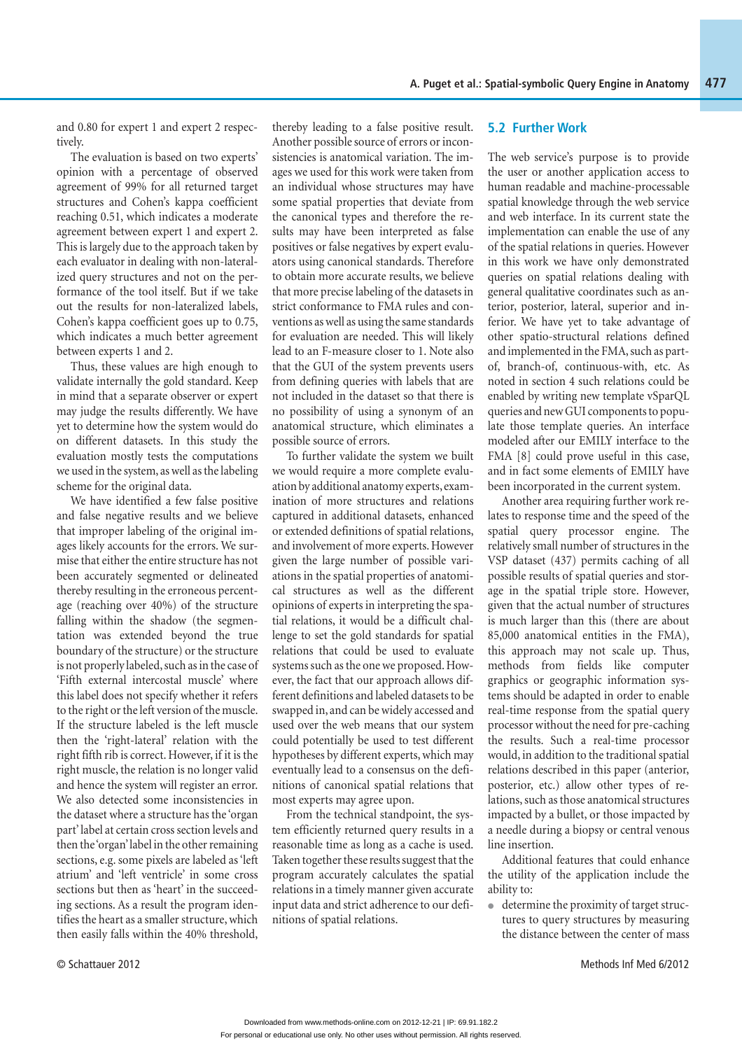and 0.80 for expert 1 and expert 2 respectively.

The evaluation is based on two experts' opinion with a percentage of observed agreement of 99% for all returned target structures and Cohen's kappa coefficient reaching 0.51, which indicates a moderate agreement between expert 1 and expert 2. This is largely due to the approach taken by each evaluator in dealing with non-lateralized query structures and not on the performance of the tool itself. But if we take out the results for non-lateralized labels, Cohen's kappa coefficient goes up to 0.75, which indicates a much better agreement between experts 1 and 2.

Thus, these values are high enough to validate internally the gold standard. Keep in mind that a separate observer or expert may judge the results differently. We have yet to determine how the system would do on different datasets. In this study the evaluation mostly tests the computations we used in the system, as well as the labeling scheme for the original data.

We have identified a few false positive and false negative results and we believe that improper labeling of the original images likely accounts for the errors. We surmise that either the entire structure has not been accurately segmented or delineated thereby resulting in the erroneous percentage (reaching over 40%) of the structure falling within the shadow (the segmentation was extended beyond the true boundary of the structure) or the structure is not properly labeled, such as in the case of 'Fifth external intercostal muscle' where this label does not specify whether it refers to the right or the left version of the muscle. If the structure labeled is the left muscle then the 'right-lateral' relation with the right fifth rib is correct. However, if it is the right muscle, the relation is no longer valid and hence the system will register an error. We also detected some inconsistencies in the dataset where a structure has the 'organ part' label at certain cross section levels and then the 'organ' label in the other remaining sections, e.g. some pixels are labeled as 'left atrium' and 'left ventricle' in some cross sections but then as 'heart' in the succeeding sections. As a result the program identifies the heart as a smaller structure, which then easily falls within the 40% threshold, thereby leading to a false positive result. Another possible source of errors or inconsistencies is anatomical variation. The images we used for this work were taken from an individual whose structures may have some spatial properties that deviate from the canonical types and therefore the results may have been interpreted as false positives or false negatives by expert evaluators using canonical standards. Therefore to obtain more accurate results, we believe that more precise labeling of the datasets in strict conformance to FMA rules and conventions as well as using the same standards for evaluation are needed. This will likely lead to an F-measure closer to 1. Note also that the GUI of the system prevents users from defining queries with labels that are not included in the dataset so that there is no possibility of using a synonym of an anatomical structure, which eliminates a possible source of errors.

To further validate the system we built we would require a more complete evaluation by additional anatomy experts, examination of more structures and relations captured in additional datasets, enhanced or extended definitions of spatial relations, and involvement of more experts. However given the large number of possible variations in the spatial properties of anatomical structures as well as the different opinions of experts in interpreting the spatial relations, it would be a difficult challenge to set the gold standards for spatial relations that could be used to evaluate systems such as the one we proposed. However, the fact that our approach allows different definitions and labeled datasets to be swapped in, and can be widely accessed and used over the web means that our system could potentially be used to test different hypotheses by different experts, which may eventually lead to a consensus on the definitions of canonical spatial relations that most experts may agree upon.

From the technical standpoint, the system efficiently returned query results in a reasonable time as long as a cache is used. Taken together these results suggest that the program accurately calculates the spatial relations in a timely manner given accurate input data and strict adherence to our definitions of spatial relations.

## 5.2 Further Work

The web service's purpose is to provide the user or another application access to human readable and machine-processable spatial knowledge through the web service and web interface. In its current state the implementation can enable the use of any of the spatial relations in queries. However in this work we have only demonstrated queries on spatial relations dealing with general qualitative coordinates such as anterior, posterior, lateral, superior and inferior. We have yet to take advantage of other spatio-structural relations defined and implemented in the FMA, such as part-of, branch-of, continuous-with, etc. As noted in section 4 such relations could be enabled by writing new template vSparQL queries and new GUI components to populate those template queries. An interface modeled after our EMILY interface to the FMA [8] could prove useful in this case, and in fact some elements of EMILY have been incorporated in the current system.

Another area requiring further work relates to response time and the speed of the spatial query processor engine. The relatively small number of structures in the VSP dataset (437) permits caching of all possible results of spatial queries and storage in the spatial triple store. However, given that the actual number of structures is much larger than this (there are about 85,000 anatomical entities in the FMA), this approach may not scale up. Thus, methods from fields like computer graphics or geographic information systems should be adapted in order to enable real-time response from the spatial query processor without the need for pre-caching the results. Such a real-time processor would, in addition to the traditional spatial relations described in this paper (anterior, posterior, etc.) allow other types of relations, such as those anatomical structures impacted by a bullet, or those impacted by a needle during a biopsy or central venous line insertion.

Additional features that could enhance the utility of the application include the ability to:

- determine the proximity of target structures to query structures by measuring the distance between the center of mass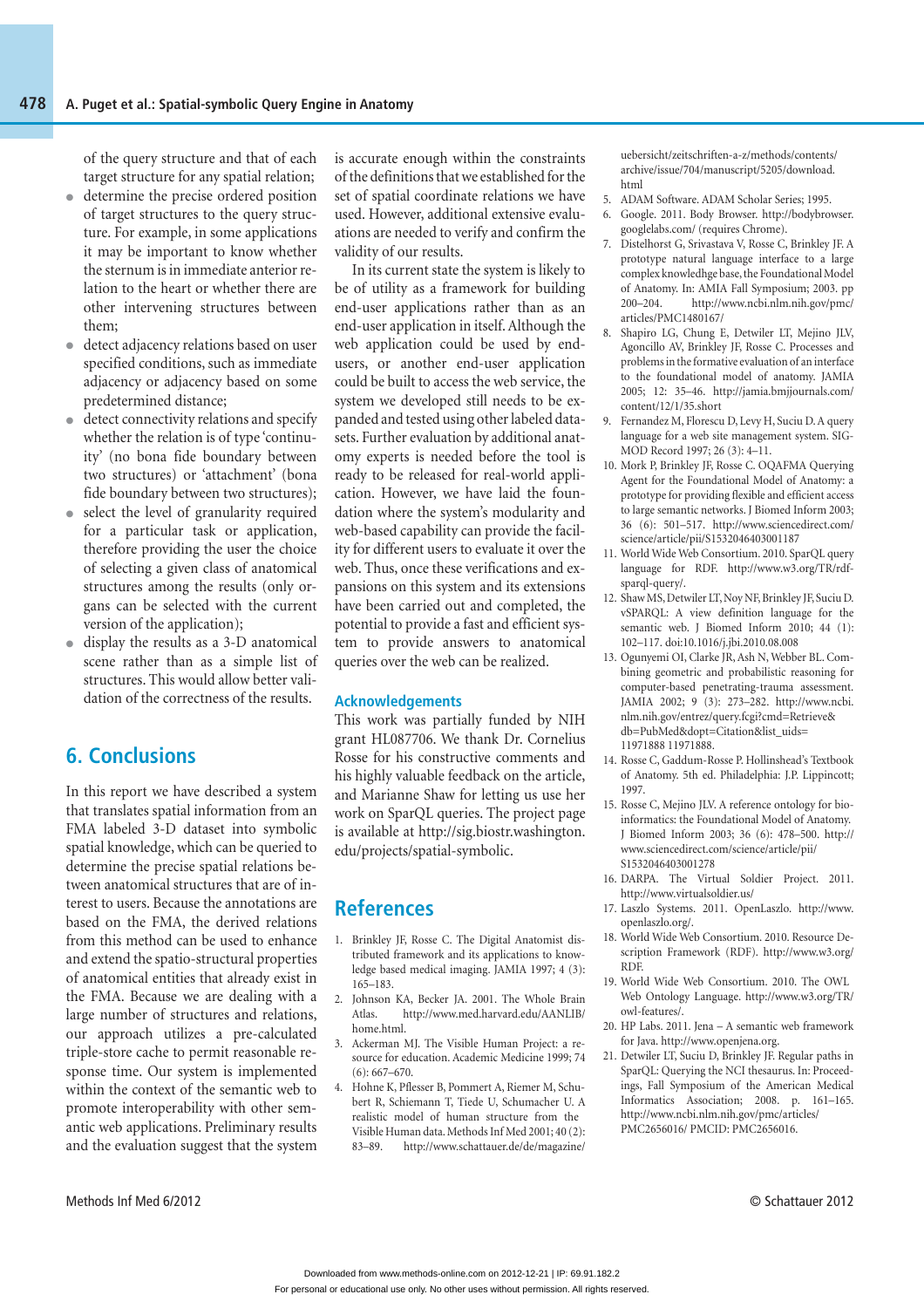of the query structure and that of each target structure for any spatial relation;

- determine the precise ordered position of target structures to the query structure. For example, in some applications it may be important to know whether the sternum is in immediate anterior relation to the heart or whether there are other intervening structures between them;
- detect adjacency relations based on user specified conditions, such as immediate adjacency or adjacency based on some predetermined distance;
- detect connectivity relations and specify whether the relation is of type 'continuity' (no bona fide boundary between two structures) or 'attachment' (bona fide boundary between two structures);
- select the level of granularity required for a particular task or application, therefore providing the user the choice of selecting a given class of anatomical structures among the results (only organs can be selected with the current version of the application);
- display the results as a 3-D anatomical scene rather than as a simple list of structures. This would allow better validation of the correctness of the results.

## 6. Conclusions

In this report we have described a system that translates spatial information from an FMA labeled 3-D dataset into symbolic spatial knowledge, which can be queried to determine the precise spatial relations between anatomical structures that are of interest to users. Because the annotations are based on the FMA, the derived relations from this method can be used to enhance and extend the spatio-structural properties of anatomical entities that already exist in the FMA. Because we are dealing with a large number of structures and relations, our approach utilizes a pre-calculated triple-store cache to permit reasonable response time. Our system is implemented within the context of the semantic web to promote interoperability with other semantic web applications. Preliminary results and the evaluation suggest that the system is accurate enough within the constraints of the definitions that we established for the set of spatial coordinate relations we have used. However, additional extensive evaluations are needed to verify and confirm the validity of our results.

In its current state the system is likely to be of utility as a framework for building end-user applications rather than as an end-user application in itself. Although the web application could be used by end-users, or another end-user application could be built to access the web service, the system we developed still needs to be expanded and tested using other labeled datasets. Further evaluation by additional anatomy experts is needed before the tool is ready to be released for real-world application. However, we have laid the foundation where the system's modularity and web-based capability can provide the facility for different users to evaluate it over the web. Thus, once these verifications and expansions on this system and its extensions have been carried out and completed, the potential to provide a fast and efficient system to provide answers to anatomical queries over the web can be realized.

### Acknowledgements

This work was partially funded by NIH grant HL087706. We thank Dr. Cornelius Rosse for his constructive comments and his highly valuable feedback on the article, and Marianne Shaw for letting us use her work on SparQL queries. The project page is available at http://sig.biostr.washington.edu/projects/spatial-symbolic.

## References

1. Brinkley JF, Rosse C. The Digital Anatomist distributed framework and its applications to knowledge based medical imaging. JAMIA 1997; 4 (3): 165–183.
2. Johnson KA, Becker JA. 2001. The Whole Brain Atlas. http://www.med.harvard.edu/AANLIB/home.html.
3. Ackerman MJ. The Visible Human Project: a resource for education. Academic Medicine 1999; 74 (6): 667–670.
4. Hohne K, Pflesser B, Pommert A, Riemer M, Schubert R, Schiemann T, Tiede U, Schumacher U. A realistic model of human structure from the Visible Human data. Methods Inf Med 2001; 40 (2): 83–89. http://www.schattauer.de/de/magazine/uebersicht/zeitschriften-a-z/methods/contents/archive/issue/704/manuscript/5205/download.html
5. ADAM Software. ADAM Scholar Series; 1995.
6. Google. 2011. Body Browser. http://bodybrowser.googlelabs.com/ (requires Chrome).
7. Distelhorst G, Srivastava V, Rosse C, Brinkley JF. A prototype natural language interface to a large complex knowledhge base, the Foundational Model of Anatomy. In: AMIA Fall Symposium; 2003. pp 200–204. http://www.ncbi.nlm.nih.gov/pmc/articles/PMC1480167/
8. Shapiro LG, Chung E, Detwiler LT, Mejino JLV, Agoncillo AV, Brinkley JF, Rosse C. Processes and problems in the formative evaluation of an interface to the foundational model of anatomy. JAMIA 2005; 12: 35–46. http://jamia.bmjjournals.com/content/12/1/35.short
9. Fernandez M, Florescu D, Levy H, Suciu D. A query language for a web site management system. SIGMOD Record 1997; 26 (3): 4–11.
10. Mork P, Brinkley JF, Rosse C. OQAFMA Querying Agent for the Foundational Model of Anatomy: a prototype for providing flexible and efficient access to large semantic networks. J Biomed Inform 2003; 36 (6): 501–517. http://www.sciencedirect.com/science/article/pii/S1532046403001187
11. World Wide Web Consortium. 2010. SparQL query language for RDF. http://www.w3.org/TR/rdf-sparql-query/.
12. Shaw MS, Detwiler LT, Noy NF, Brinkley JF, Suciu D. vSPARQL: A view definition language for the semantic web. J Biomed Inform 2010; 44 (1): 102–117. doi:10.1016/j.jbi.2010.08.008
13. Ogunyemi OI, Clarke JR, Ash N, Webber BL. Combining geometric and probabilistic reasoning for computer-based penetrating-trauma assessment. JAMIA 2002; 9 (3): 273–282. http://www.ncbi.nlm.nih.gov/entrez/query.fcgi?cmd=Retrieve&db=PubMed&dopt=Citation&list_uids=11971888 11971888.
14. Rosse C, Gaddum-Rosse P. Hollinshead's Textbook of Anatomy. 5th ed. Philadelphia: J.P. Lippincott; 1997.
15. Rosse C, Mejino JLV. A reference ontology for bioinformatics: the Foundational Model of Anatomy. J Biomed Inform 2003; 36 (6): 478–500. http://www.sciencedirect.com/science/article/pii/S1532046403001278
16. DARPA. The Virtual Soldier Project. 2011. http://www.virtualsoldier.us/
17. Laszlo Systems. 2011. OpenLaszlo. http://www.openlaszlo.org/.
18. World Wide Web Consortium. 2010. Resource Description Framework (RDF). http://www.w3.org/RDF.
19. World Wide Web Consortium. 2010. The OWL Web Ontology Language. http://www.w3.org/TR/owl-features/.
20. HP Labs. 2011. Jena – A semantic web framework for Java. http://www.openjena.org.
21. Detwiler LT, Suciu D, Brinkley JF. Regular paths in SparQL: Querying the NCI thesaurus. In: Proceedings, Fall Symposium of the American Medical Informatics Association; 2008. p. 161–165. http://www.ncbi.nlm.nih.gov/pmc/articles/PMC2656016/ PMCID: PMC2656016.